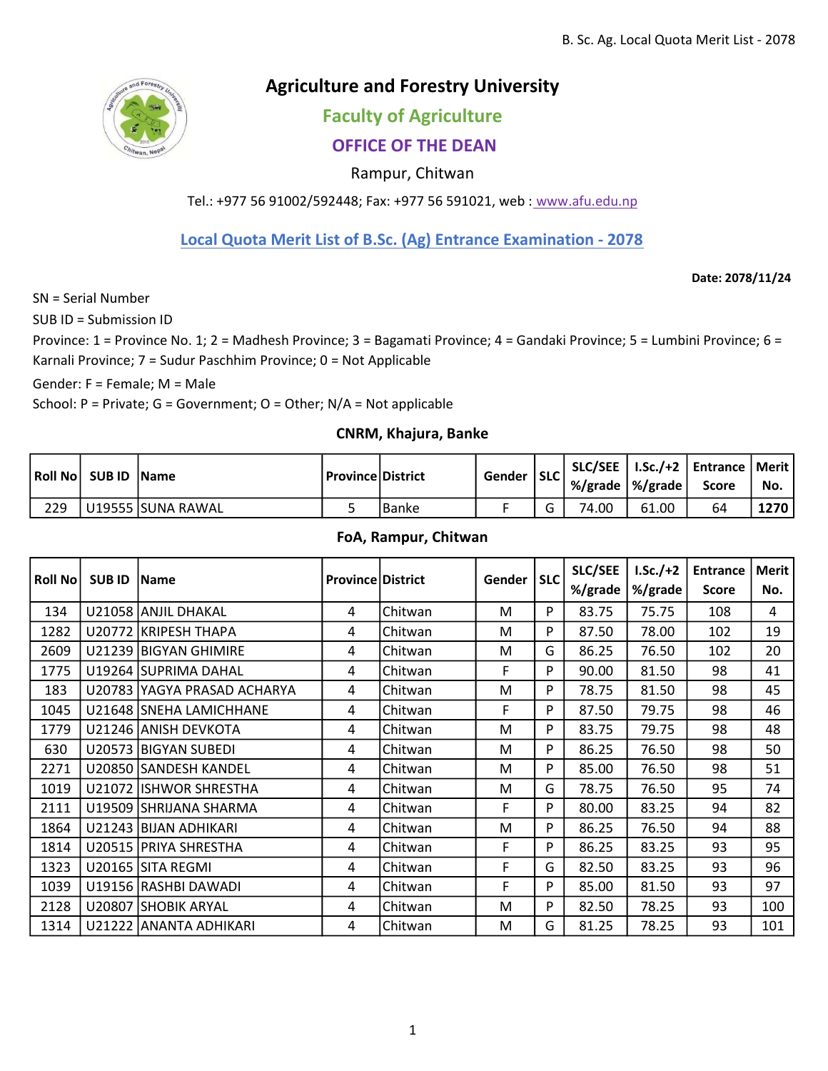# Agriculture and Forestry University

## Faculty of Agriculture

## OFFICE OF THE DEAN

Rampur, Chitwan

Tel.: +977 56 91002/592448; Fax: +977 56 591021, web : www.afu.edu.np

## Local Quota Merit List of B.Sc. (Ag) Entrance Examination - 2078

**Date: 2078/11/24**

SN = Serial Number

SUB ID = Submission ID

Province: 1 = Province No. 1; 2 = Madhesh Province; 3 = Bagamati Province; 4 = Gandaki Province; 5 = Lumbini Province; 6 = Karnali Province; 7 = Sudur Paschhim Province; 0 = Not Applicable

Gender: F = Female; M = Male

School: P = Private; G = Government; O = Other; N/A = Not applicable

### CNRM, Khajura, Banke

| Roll No | SUB ID | Name | Province | District | Gender | SLC | SLC/SEE %/grade | I.Sc./+2 %/grade | Entrance Score | Merit No. |
|---|---|---|---|---|---|---|---|---|---|---|
| 229 | U19555 | SUNA RAWAL | 5 | Banke | F | G | 74.00 | 61.00 | 64 | **1270** |

### FoA, Rampur, Chitwan

| Roll No | SUB ID | Name | Province | District | Gender | SLC | SLC/SEE %/grade | I.Sc./+2 %/grade | Entrance Score | Merit No. |
|---|---|---|---|---|---|---|---|---|---|---|
| 134 | U21058 | ANJIL DHAKAL | 4 | Chitwan | M | P | 83.75 | 75.75 | 108 | 4 |
| 1282 | U20772 | KRIPESH THAPA | 4 | Chitwan | M | P | 87.50 | 78.00 | 102 | 19 |
| 2609 | U21239 | BIGYAN GHIMIRE | 4 | Chitwan | M | G | 86.25 | 76.50 | 102 | 20 |
| 1775 | U19264 | SUPRIMA DAHAL | 4 | Chitwan | F | P | 90.00 | 81.50 | 98 | 41 |
| 183 | U20783 | YAGYA PRASAD ACHARYA | 4 | Chitwan | M | P | 78.75 | 81.50 | 98 | 45 |
| 1045 | U21648 | SNEHA LAMICHHANE | 4 | Chitwan | F | P | 87.50 | 79.75 | 98 | 46 |
| 1779 | U21246 | ANISH DEVKOTA | 4 | Chitwan | M | P | 83.75 | 79.75 | 98 | 48 |
| 630 | U20573 | BIGYAN SUBEDI | 4 | Chitwan | M | P | 86.25 | 76.50 | 98 | 50 |
| 2271 | U20850 | SANDESH KANDEL | 4 | Chitwan | M | P | 85.00 | 76.50 | 98 | 51 |
| 1019 | U21072 | ISHWOR SHRESTHA | 4 | Chitwan | M | G | 78.75 | 76.50 | 95 | 74 |
| 2111 | U19509 | SHRIJANA SHARMA | 4 | Chitwan | F | P | 80.00 | 83.25 | 94 | 82 |
| 1864 | U21243 | BIJAN ADHIKARI | 4 | Chitwan | M | P | 86.25 | 76.50 | 94 | 88 |
| 1814 | U20515 | PRIYA SHRESTHA | 4 | Chitwan | F | P | 86.25 | 83.25 | 93 | 95 |
| 1323 | U20165 | SITA REGMI | 4 | Chitwan | F | G | 82.50 | 83.25 | 93 | 96 |
| 1039 | U19156 | RASHBI DAWADI | 4 | Chitwan | F | P | 85.00 | 81.50 | 93 | 97 |
| 2128 | U20807 | SHOBIK ARYAL | 4 | Chitwan | M | P | 82.50 | 78.25 | 93 | 100 |
| 1314 | U21222 | ANANTA ADHIKARI | 4 | Chitwan | M | G | 81.25 | 78.25 | 93 | 101 |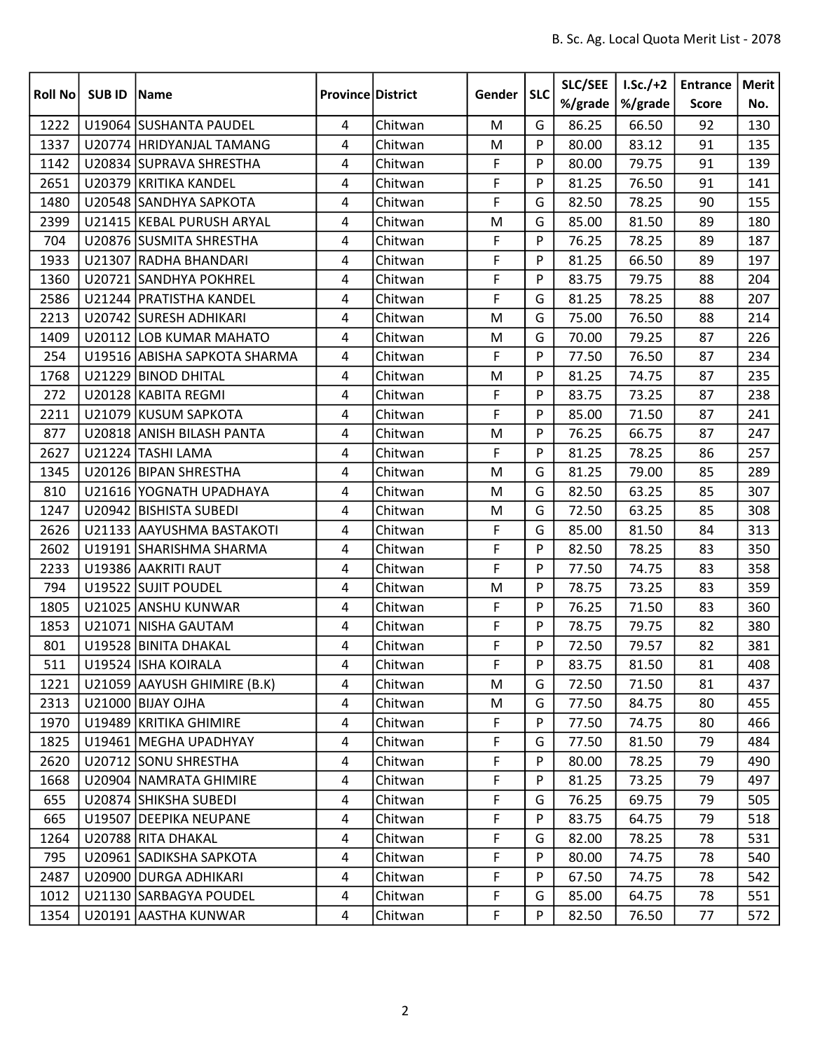| Roll No | SUB ID | Name | Province | District | Gender | SLC | SLC/SEE %/grade | I.Sc./+2 %/grade | Entrance Score | Merit No. |
|---|---|---|---|---|---|---|---|---|---|---|
| 1222 | U19064 | SUSHANTA PAUDEL | 4 | Chitwan | M | G | 86.25 | 66.50 | 92 | 130 |
| 1337 | U20774 | HRIDYANJAL TAMANG | 4 | Chitwan | M | P | 80.00 | 83.12 | 91 | 135 |
| 1142 | U20834 | SUPRAVA SHRESTHA | 4 | Chitwan | F | P | 80.00 | 79.75 | 91 | 139 |
| 2651 | U20379 | KRITIKA KANDEL | 4 | Chitwan | F | P | 81.25 | 76.50 | 91 | 141 |
| 1480 | U20548 | SANDHYA SAPKOTA | 4 | Chitwan | F | G | 82.50 | 78.25 | 90 | 155 |
| 2399 | U21415 | KEBAL PURUSH ARYAL | 4 | Chitwan | M | G | 85.00 | 81.50 | 89 | 180 |
| 704 | U20876 | SUSMITA SHRESTHA | 4 | Chitwan | F | P | 76.25 | 78.25 | 89 | 187 |
| 1933 | U21307 | RADHA BHANDARI | 4 | Chitwan | F | P | 81.25 | 66.50 | 89 | 197 |
| 1360 | U20721 | SANDHYA POKHREL | 4 | Chitwan | F | P | 83.75 | 79.75 | 88 | 204 |
| 2586 | U21244 | PRATISTHA KANDEL | 4 | Chitwan | F | G | 81.25 | 78.25 | 88 | 207 |
| 2213 | U20742 | SURESH ADHIKARI | 4 | Chitwan | M | G | 75.00 | 76.50 | 88 | 214 |
| 1409 | U20112 | LOB KUMAR MAHATO | 4 | Chitwan | M | G | 70.00 | 79.25 | 87 | 226 |
| 254 | U19516 | ABISHA SAPKOTA SHARMA | 4 | Chitwan | F | P | 77.50 | 76.50 | 87 | 234 |
| 1768 | U21229 | BINOD DHITAL | 4 | Chitwan | M | P | 81.25 | 74.75 | 87 | 235 |
| 272 | U20128 | KABITA REGMI | 4 | Chitwan | F | P | 83.75 | 73.25 | 87 | 238 |
| 2211 | U21079 | KUSUM SAPKOTA | 4 | Chitwan | F | P | 85.00 | 71.50 | 87 | 241 |
| 877 | U20818 | ANISH BILASH PANTA | 4 | Chitwan | M | P | 76.25 | 66.75 | 87 | 247 |
| 2627 | U21224 | TASHI LAMA | 4 | Chitwan | F | P | 81.25 | 78.25 | 86 | 257 |
| 1345 | U20126 | BIPAN SHRESTHA | 4 | Chitwan | M | G | 81.25 | 79.00 | 85 | 289 |
| 810 | U21616 | YOGNATH UPADHAYA | 4 | Chitwan | M | G | 82.50 | 63.25 | 85 | 307 |
| 1247 | U20942 | BISHISTA SUBEDI | 4 | Chitwan | M | G | 72.50 | 63.25 | 85 | 308 |
| 2626 | U21133 | AAYUSHMA BASTAKOTI | 4 | Chitwan | F | G | 85.00 | 81.50 | 84 | 313 |
| 2602 | U19191 | SHARISHMA SHARMA | 4 | Chitwan | F | P | 82.50 | 78.25 | 83 | 350 |
| 2233 | U19386 | AAKRITI RAUT | 4 | Chitwan | F | P | 77.50 | 74.75 | 83 | 358 |
| 794 | U19522 | SUJIT POUDEL | 4 | Chitwan | M | P | 78.75 | 73.25 | 83 | 359 |
| 1805 | U21025 | ANSHU KUNWAR | 4 | Chitwan | F | P | 76.25 | 71.50 | 83 | 360 |
| 1853 | U21071 | NISHA GAUTAM | 4 | Chitwan | F | P | 78.75 | 79.75 | 82 | 380 |
| 801 | U19528 | BINITA DHAKAL | 4 | Chitwan | F | P | 72.50 | 79.57 | 82 | 381 |
| 511 | U19524 | ISHA KOIRALA | 4 | Chitwan | F | P | 83.75 | 81.50 | 81 | 408 |
| 1221 | U21059 | AAYUSH GHIMIRE (B.K) | 4 | Chitwan | M | G | 72.50 | 71.50 | 81 | 437 |
| 2313 | U21000 | BIJAY OJHA | 4 | Chitwan | M | G | 77.50 | 84.75 | 80 | 455 |
| 1970 | U19489 | KRITIKA GHIMIRE | 4 | Chitwan | F | P | 77.50 | 74.75 | 80 | 466 |
| 1825 | U19461 | MEGHA UPADHYAY | 4 | Chitwan | F | G | 77.50 | 81.50 | 79 | 484 |
| 2620 | U20712 | SONU SHRESTHA | 4 | Chitwan | F | P | 80.00 | 78.25 | 79 | 490 |
| 1668 | U20904 | NAMRATA GHIMIRE | 4 | Chitwan | F | P | 81.25 | 73.25 | 79 | 497 |
| 655 | U20874 | SHIKSHA SUBEDI | 4 | Chitwan | F | G | 76.25 | 69.75 | 79 | 505 |
| 665 | U19507 | DEEPIKA NEUPANE | 4 | Chitwan | F | P | 83.75 | 64.75 | 79 | 518 |
| 1264 | U20788 | RITA DHAKAL | 4 | Chitwan | F | G | 82.00 | 78.25 | 78 | 531 |
| 795 | U20961 | SADIKSHA SAPKOTA | 4 | Chitwan | F | P | 80.00 | 74.75 | 78 | 540 |
| 2487 | U20900 | DURGA ADHIKARI | 4 | Chitwan | F | P | 67.50 | 74.75 | 78 | 542 |
| 1012 | U21130 | SARBAGYA POUDEL | 4 | Chitwan | F | G | 85.00 | 64.75 | 78 | 551 |
| 1354 | U20191 | AASTHA KUNWAR | 4 | Chitwan | F | P | 82.50 | 76.50 | 77 | 572 |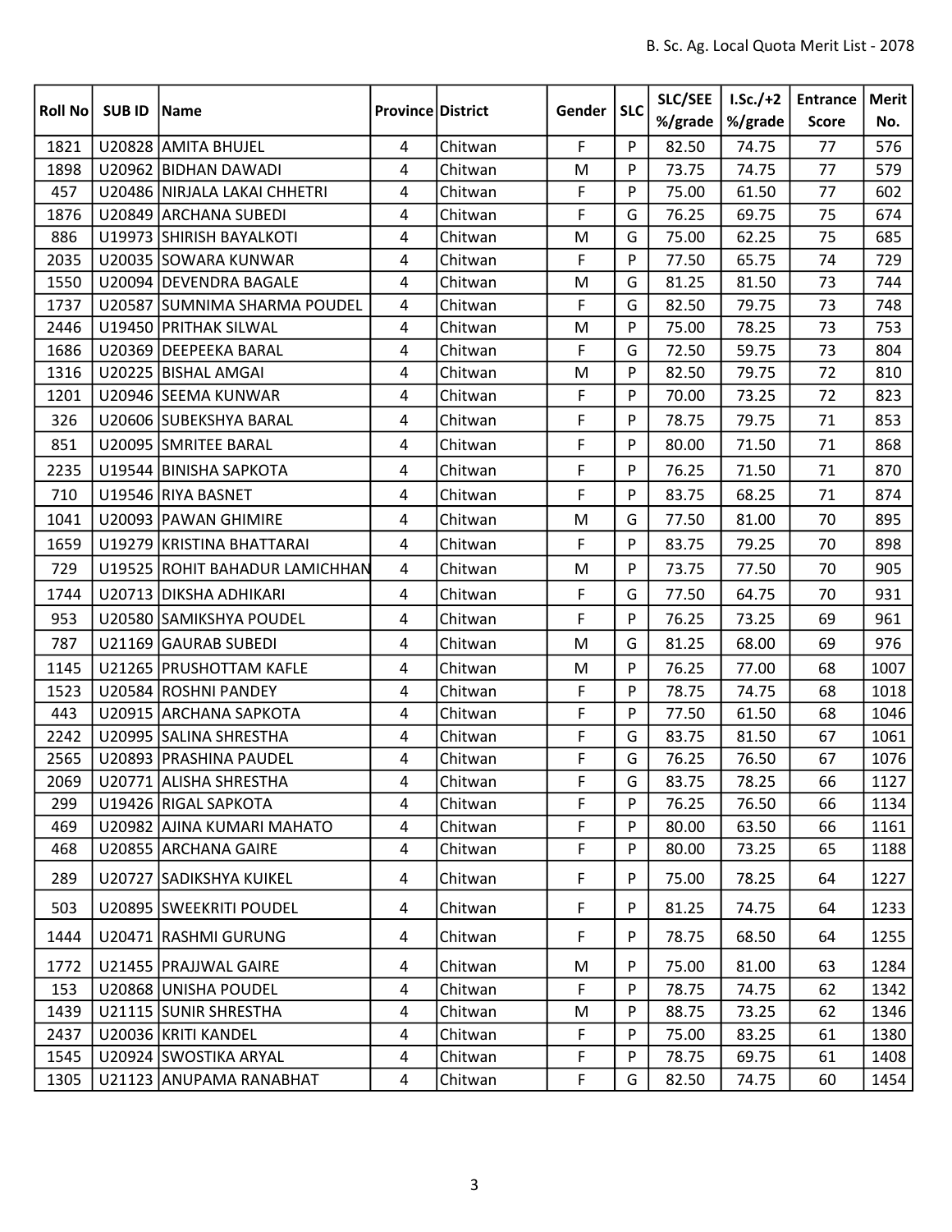| Roll No | SUB ID | Name | Province | District | Gender | SLC | SLC/SEE %/grade | I.Sc./+2 %/grade | Entrance Score | Merit No. |
|---|---|---|---|---|---|---|---|---|---|---|
| 1821 | U20828 | AMITA BHUJEL | 4 | Chitwan | F | P | 82.50 | 74.75 | 77 | 576 |
| 1898 | U20962 | BIDHAN DAWADI | 4 | Chitwan | M | P | 73.75 | 74.75 | 77 | 579 |
| 457 | U20486 | NIRJALA LAKAI CHHETRI | 4 | Chitwan | F | P | 75.00 | 61.50 | 77 | 602 |
| 1876 | U20849 | ARCHANA SUBEDI | 4 | Chitwan | F | G | 76.25 | 69.75 | 75 | 674 |
| 886 | U19973 | SHIRISH BAYALKOTI | 4 | Chitwan | M | G | 75.00 | 62.25 | 75 | 685 |
| 2035 | U20035 | SOWARA KUNWAR | 4 | Chitwan | F | P | 77.50 | 65.75 | 74 | 729 |
| 1550 | U20094 | DEVENDRA BAGALE | 4 | Chitwan | M | G | 81.25 | 81.50 | 73 | 744 |
| 1737 | U20587 | SUMNIMA SHARMA POUDEL | 4 | Chitwan | F | G | 82.50 | 79.75 | 73 | 748 |
| 2446 | U19450 | PRITHAK SILWAL | 4 | Chitwan | M | P | 75.00 | 78.25 | 73 | 753 |
| 1686 | U20369 | DEEPEEKA BARAL | 4 | Chitwan | F | G | 72.50 | 59.75 | 73 | 804 |
| 1316 | U20225 | BISHAL AMGAI | 4 | Chitwan | M | P | 82.50 | 79.75 | 72 | 810 |
| 1201 | U20946 | SEEMA KUNWAR | 4 | Chitwan | F | P | 70.00 | 73.25 | 72 | 823 |
| 326 | U20606 | SUBEKSHYA BARAL | 4 | Chitwan | F | P | 78.75 | 79.75 | 71 | 853 |
| 851 | U20095 | SMRITEE BARAL | 4 | Chitwan | F | P | 80.00 | 71.50 | 71 | 868 |
| 2235 | U19544 | BINISHA SAPKOTA | 4 | Chitwan | F | P | 76.25 | 71.50 | 71 | 870 |
| 710 | U19546 | RIYA BASNET | 4 | Chitwan | F | P | 83.75 | 68.25 | 71 | 874 |
| 1041 | U20093 | PAWAN GHIMIRE | 4 | Chitwan | M | G | 77.50 | 81.00 | 70 | 895 |
| 1659 | U19279 | KRISTINA BHATTARAI | 4 | Chitwan | F | P | 83.75 | 79.25 | 70 | 898 |
| 729 | U19525 | ROHIT BAHADUR LAMICHHAN | 4 | Chitwan | M | P | 73.75 | 77.50 | 70 | 905 |
| 1744 | U20713 | DIKSHA ADHIKARI | 4 | Chitwan | F | G | 77.50 | 64.75 | 70 | 931 |
| 953 | U20580 | SAMIKSHYA POUDEL | 4 | Chitwan | F | P | 76.25 | 73.25 | 69 | 961 |
| 787 | U21169 | GAURAB SUBEDI | 4 | Chitwan | M | G | 81.25 | 68.00 | 69 | 976 |
| 1145 | U21265 | PRUSHOTTAM KAFLE | 4 | Chitwan | M | P | 76.25 | 77.00 | 68 | 1007 |
| 1523 | U20584 | ROSHNI PANDEY | 4 | Chitwan | F | P | 78.75 | 74.75 | 68 | 1018 |
| 443 | U20915 | ARCHANA SAPKOTA | 4 | Chitwan | F | P | 77.50 | 61.50 | 68 | 1046 |
| 2242 | U20995 | SALINA SHRESTHA | 4 | Chitwan | F | G | 83.75 | 81.50 | 67 | 1061 |
| 2565 | U20893 | PRASHINA PAUDEL | 4 | Chitwan | F | G | 76.25 | 76.50 | 67 | 1076 |
| 2069 | U20771 | ALISHA SHRESTHA | 4 | Chitwan | F | G | 83.75 | 78.25 | 66 | 1127 |
| 299 | U19426 | RIGAL SAPKOTA | 4 | Chitwan | F | P | 76.25 | 76.50 | 66 | 1134 |
| 469 | U20982 | AJINA KUMARI MAHATO | 4 | Chitwan | F | P | 80.00 | 63.50 | 66 | 1161 |
| 468 | U20855 | ARCHANA GAIRE | 4 | Chitwan | F | P | 80.00 | 73.25 | 65 | 1188 |
| 289 | U20727 | SADIKSHYA KUIKEL | 4 | Chitwan | F | P | 75.00 | 78.25 | 64 | 1227 |
| 503 | U20895 | SWEEKRITI POUDEL | 4 | Chitwan | F | P | 81.25 | 74.75 | 64 | 1233 |
| 1444 | U20471 | RASHMI GURUNG | 4 | Chitwan | F | P | 78.75 | 68.50 | 64 | 1255 |
| 1772 | U21455 | PRAJJWAL GAIRE | 4 | Chitwan | M | P | 75.00 | 81.00 | 63 | 1284 |
| 153 | U20868 | UNISHA POUDEL | 4 | Chitwan | F | P | 78.75 | 74.75 | 62 | 1342 |
| 1439 | U21115 | SUNIR SHRESTHA | 4 | Chitwan | M | P | 88.75 | 73.25 | 62 | 1346 |
| 2437 | U20036 | KRITI KANDEL | 4 | Chitwan | F | P | 75.00 | 83.25 | 61 | 1380 |
| 1545 | U20924 | SWOSTIKA ARYAL | 4 | Chitwan | F | P | 78.75 | 69.75 | 61 | 1408 |
| 1305 | U21123 | ANUPAMA RANABHAT | 4 | Chitwan | F | G | 82.50 | 74.75 | 60 | 1454 |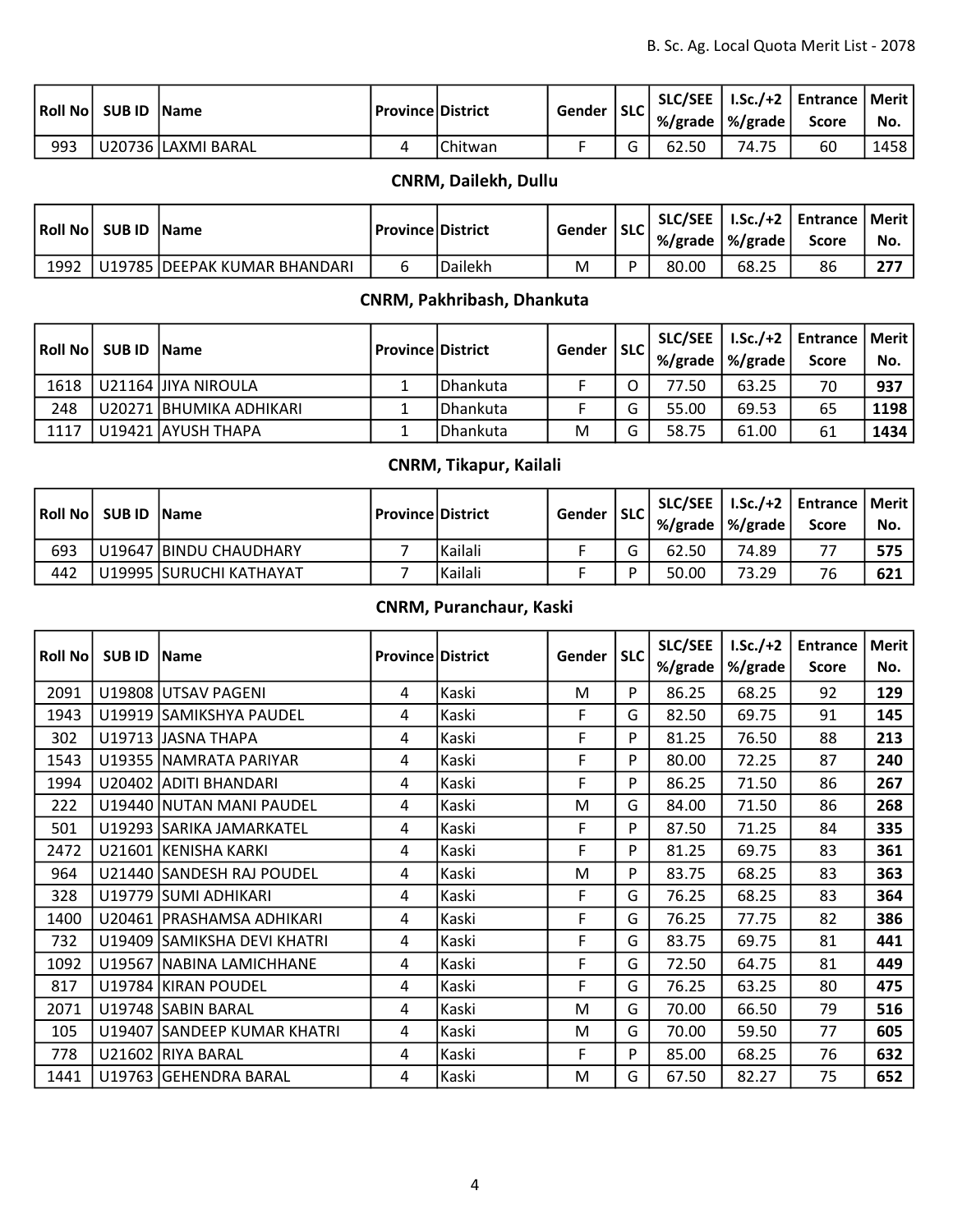| Roll No | SUB ID | Name | Province | District | Gender | SLC | SLC/SEE %/grade | I.Sc./+2 %/grade | Entrance Score | Merit No. |
|---|---|---|---|---|---|---|---|---|---|---|
| 993 | U20736 | LAXMI BARAL | 4 | Chitwan | F | G | 62.50 | 74.75 | 60 | 1458 |

### CNRM, Dailekh, Dullu

| Roll No | SUB ID | Name | Province | District | Gender | SLC | SLC/SEE %/grade | I.Sc./+2 %/grade | Entrance Score | Merit No. |
|---|---|---|---|---|---|---|---|---|---|---|
| 1992 | U19785 | DEEPAK KUMAR BHANDARI | 6 | Dailekh | M | P | 80.00 | 68.25 | 86 | **277** |

### CNRM, Pakhribash, Dhankuta

| Roll No | SUB ID | Name | Province | District | Gender | SLC | SLC/SEE %/grade | I.Sc./+2 %/grade | Entrance Score | Merit No. |
|---|---|---|---|---|---|---|---|---|---|---|
| 1618 | U21164 | JIYA NIROULA | 1 | Dhankuta | F | O | 77.50 | 63.25 | 70 | **937** |
| 248 | U20271 | BHUMIKA ADHIKARI | 1 | Dhankuta | F | G | 55.00 | 69.53 | 65 | **1198** |
| 1117 | U19421 | AYUSH THAPA | 1 | Dhankuta | M | G | 58.75 | 61.00 | 61 | **1434** |

### CNRM, Tikapur, Kailali

| Roll No | SUB ID | Name | Province | District | Gender | SLC | SLC/SEE %/grade | I.Sc./+2 %/grade | Entrance Score | Merit No. |
|---|---|---|---|---|---|---|---|---|---|---|
| 693 | U19647 | BINDU CHAUDHARY | 7 | Kailali | F | G | 62.50 | 74.89 | 77 | **575** |
| 442 | U19995 | SURUCHI KATHAYAT | 7 | Kailali | F | P | 50.00 | 73.29 | 76 | **621** |

### CNRM, Puranchaur, Kaski

| Roll No | SUB ID | Name | Province | District | Gender | SLC | SLC/SEE %/grade | I.Sc./+2 %/grade | Entrance Score | Merit No. |
|---|---|---|---|---|---|---|---|---|---|---|
| 2091 | U19808 | UTSAV PAGENI | 4 | Kaski | M | P | 86.25 | 68.25 | 92 | **129** |
| 1943 | U19919 | SAMIKSHYA PAUDEL | 4 | Kaski | F | G | 82.50 | 69.75 | 91 | **145** |
| 302 | U19713 | JASNA THAPA | 4 | Kaski | F | P | 81.25 | 76.50 | 88 | **213** |
| 1543 | U19355 | NAMRATA PARIYAR | 4 | Kaski | F | P | 80.00 | 72.25 | 87 | **240** |
| 1994 | U20402 | ADITI BHANDARI | 4 | Kaski | F | P | 86.25 | 71.50 | 86 | **267** |
| 222 | U19440 | NUTAN MANI PAUDEL | 4 | Kaski | M | G | 84.00 | 71.50 | 86 | **268** |
| 501 | U19293 | SARIKA JAMARKATEL | 4 | Kaski | F | P | 87.50 | 71.25 | 84 | **335** |
| 2472 | U21601 | KENISHA KARKI | 4 | Kaski | F | P | 81.25 | 69.75 | 83 | **361** |
| 964 | U21440 | SANDESH RAJ POUDEL | 4 | Kaski | M | P | 83.75 | 68.25 | 83 | **363** |
| 328 | U19779 | SUMI ADHIKARI | 4 | Kaski | F | G | 76.25 | 68.25 | 83 | **364** |
| 1400 | U20461 | PRASHAMSA ADHIKARI | 4 | Kaski | F | G | 76.25 | 77.75 | 82 | **386** |
| 732 | U19409 | SAMIKSHA DEVI KHATRI | 4 | Kaski | F | G | 83.75 | 69.75 | 81 | **441** |
| 1092 | U19567 | NABINA LAMICHHANE | 4 | Kaski | F | G | 72.50 | 64.75 | 81 | **449** |
| 817 | U19784 | KIRAN POUDEL | 4 | Kaski | F | G | 76.25 | 63.25 | 80 | **475** |
| 2071 | U19748 | SABIN BARAL | 4 | Kaski | M | G | 70.00 | 66.50 | 79 | **516** |
| 105 | U19407 | SANDEEP KUMAR KHATRI | 4 | Kaski | M | G | 70.00 | 59.50 | 77 | **605** |
| 778 | U21602 | RIYA BARAL | 4 | Kaski | F | P | 85.00 | 68.25 | 76 | **632** |
| 1441 | U19763 | GEHENDRA BARAL | 4 | Kaski | M | G | 67.50 | 82.27 | 75 | **652** |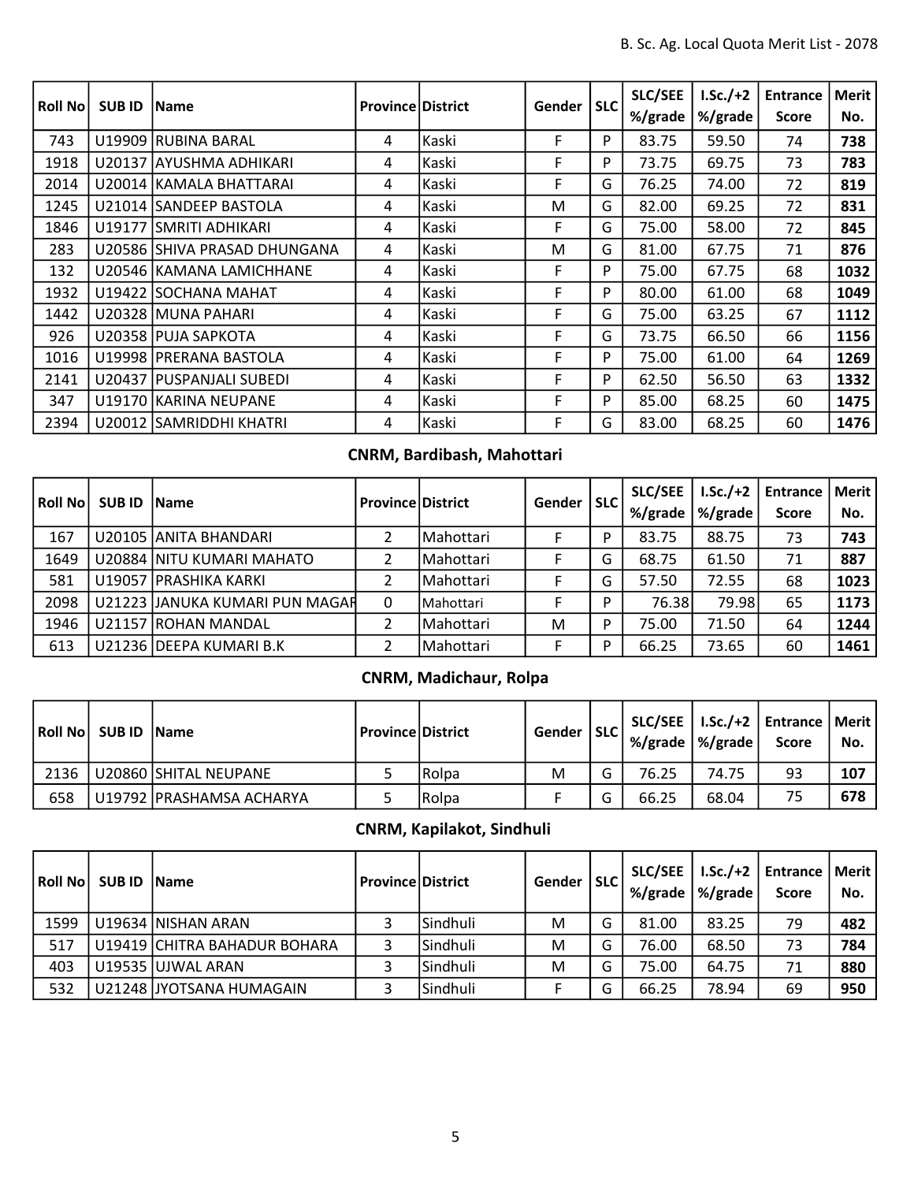| Roll No | SUB ID | Name | Province | District | Gender | SLC | SLC/SEE %/grade | I.Sc./+2 %/grade | Entrance Score | Merit No. |
|---|---|---|---|---|---|---|---|---|---|---|
| 743 | U19909 | RUBINA BARAL | 4 | Kaski | F | P | 83.75 | 59.50 | 74 | **738** |
| 1918 | U20137 | AYUSHMA ADHIKARI | 4 | Kaski | F | P | 73.75 | 69.75 | 73 | **783** |
| 2014 | U20014 | KAMALA BHATTARAI | 4 | Kaski | F | G | 76.25 | 74.00 | 72 | **819** |
| 1245 | U21014 | SANDEEP BASTOLA | 4 | Kaski | M | G | 82.00 | 69.25 | 72 | **831** |
| 1846 | U19177 | SMRITI ADHIKARI | 4 | Kaski | F | G | 75.00 | 58.00 | 72 | **845** |
| 283 | U20586 | SHIVA PRASAD DHUNGANA | 4 | Kaski | M | G | 81.00 | 67.75 | 71 | **876** |
| 132 | U20546 | KAMANA LAMICHHANE | 4 | Kaski | F | P | 75.00 | 67.75 | 68 | **1032** |
| 1932 | U19422 | SOCHANA MAHAT | 4 | Kaski | F | P | 80.00 | 61.00 | 68 | **1049** |
| 1442 | U20328 | MUNA PAHARI | 4 | Kaski | F | G | 75.00 | 63.25 | 67 | **1112** |
| 926 | U20358 | PUJA SAPKOTA | 4 | Kaski | F | G | 73.75 | 66.50 | 66 | **1156** |
| 1016 | U19998 | PRERANA BASTOLA | 4 | Kaski | F | P | 75.00 | 61.00 | 64 | **1269** |
| 2141 | U20437 | PUSPANJALI SUBEDI | 4 | Kaski | F | P | 62.50 | 56.50 | 63 | **1332** |
| 347 | U19170 | KARINA NEUPANE | 4 | Kaski | F | P | 85.00 | 68.25 | 60 | **1475** |
| 2394 | U20012 | SAMRIDDHI KHATRI | 4 | Kaski | F | G | 83.00 | 68.25 | 60 | **1476** |

### CNRM, Bardibash, Mahottari

| Roll No | SUB ID | Name | Province | District | Gender | SLC | SLC/SEE %/grade | I.Sc./+2 %/grade | Entrance Score | Merit No. |
|---|---|---|---|---|---|---|---|---|---|---|
| 167 | U20105 | ANITA BHANDARI | 2 | Mahottari | F | P | 83.75 | 88.75 | 73 | **743** |
| 1649 | U20884 | NITU KUMARI MAHATO | 2 | Mahottari | F | G | 68.75 | 61.50 | 71 | **887** |
| 581 | U19057 | PRASHIKA KARKI | 2 | Mahottari | F | G | 57.50 | 72.55 | 68 | **1023** |
| 2098 | U21223 | JANUKA KUMARI PUN MAGAR | 0 | Mahottari | F | P | 76.38 | 79.98 | 65 | **1173** |
| 1946 | U21157 | ROHAN MANDAL | 2 | Mahottari | M | P | 75.00 | 71.50 | 64 | **1244** |
| 613 | U21236 | DEEPA KUMARI B.K | 2 | Mahottari | F | P | 66.25 | 73.65 | 60 | **1461** |

### CNRM, Madichaur, Rolpa

| Roll No | SUB ID | Name | Province | District | Gender | SLC | SLC/SEE %/grade | I.Sc./+2 %/grade | Entrance Score | Merit No. |
|---|---|---|---|---|---|---|---|---|---|---|
| 2136 | U20860 | SHITAL NEUPANE | 5 | Rolpa | M | G | 76.25 | 74.75 | 93 | **107** |
| 658 | U19792 | PRASHAMSA ACHARYA | 5 | Rolpa | F | G | 66.25 | 68.04 | 75 | **678** |

### CNRM, Kapilakot, Sindhuli

| Roll No | SUB ID | Name | Province | District | Gender | SLC | SLC/SEE %/grade | I.Sc./+2 %/grade | Entrance Score | Merit No. |
|---|---|---|---|---|---|---|---|---|---|---|
| 1599 | U19634 | NISHAN ARAN | 3 | Sindhuli | M | G | 81.00 | 83.25 | 79 | **482** |
| 517 | U19419 | CHITRA BAHADUR BOHARA | 3 | Sindhuli | M | G | 76.00 | 68.50 | 73 | **784** |
| 403 | U19535 | UJWAL ARAN | 3 | Sindhuli | M | G | 75.00 | 64.75 | 71 | **880** |
| 532 | U21248 | JYOTSANA HUMAGAIN | 3 | Sindhuli | F | G | 66.25 | 78.94 | 69 | **950** |